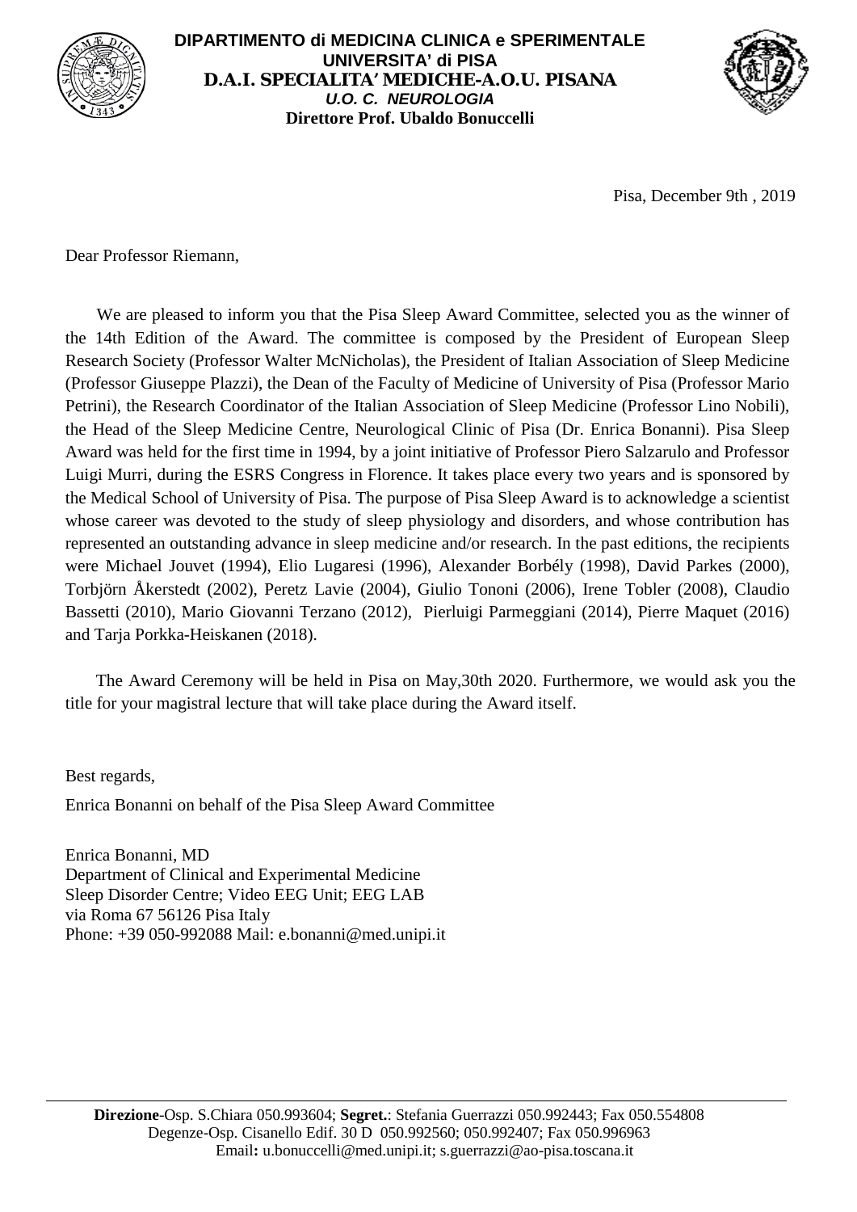**DIPARTIMENTO di MEDICINA CLINICA e SPERIMENTALE**
**UNIVERSITA' di PISA**
**D.A.I. SPECIALITA' MEDICHE-A.O.U. PISANA**
***U.O. C. NEUROLOGIA***
**Direttore Prof. Ubaldo Bonuccelli**

Pisa, December 9th , 2019

Dear Professor Riemann,

We are pleased to inform you that the Pisa Sleep Award Committee, selected you as the winner of the 14th Edition of the Award. The committee is composed by the President of European Sleep Research Society (Professor Walter McNicholas), the President of Italian Association of Sleep Medicine (Professor Giuseppe Plazzi), the Dean of the Faculty of Medicine of University of Pisa (Professor Mario Petrini), the Research Coordinator of the Italian Association of Sleep Medicine (Professor Lino Nobili), the Head of the Sleep Medicine Centre, Neurological Clinic of Pisa (Dr. Enrica Bonanni). Pisa Sleep Award was held for the first time in 1994, by a joint initiative of Professor Piero Salzarulo and Professor Luigi Murri, during the ESRS Congress in Florence. It takes place every two years and is sponsored by the Medical School of University of Pisa. The purpose of Pisa Sleep Award is to acknowledge a scientist whose career was devoted to the study of sleep physiology and disorders, and whose contribution has represented an outstanding advance in sleep medicine and/or research. In the past editions, the recipients were Michael Jouvet (1994), Elio Lugaresi (1996), Alexander Borbély (1998), David Parkes (2000), Torbjörn Åkerstedt (2002), Peretz Lavie (2004), Giulio Tononi (2006), Irene Tobler (2008), Claudio Bassetti (2010), Mario Giovanni Terzano (2012), Pierluigi Parmeggiani (2014), Pierre Maquet (2016) and Tarja Porkka-Heiskanen (2018).

The Award Ceremony will be held in Pisa on May,30th 2020. Furthermore, we would ask you the title for your magistral lecture that will take place during the Award itself.

Best regards,

Enrica Bonanni on behalf of the Pisa Sleep Award Committee

Enrica Bonanni, MD
Department of Clinical and Experimental Medicine
Sleep Disorder Centre; Video EEG Unit; EEG LAB
via Roma 67 56126 Pisa Italy
Phone: +39 050-992088 Mail: e.bonanni@med.unipi.it

---

**Direzione**-Osp. S.Chiara 050.993604; **Segret.**: Stefania Guerrazzi 050.992443; Fax 050.554808
Degenze-Osp. Cisanello Edif. 30 D 050.992560; 050.992407; Fax 050.996963
Email**:** u.bonuccelli@med.unipi.it; s.guerrazzi@ao-pisa.toscana.it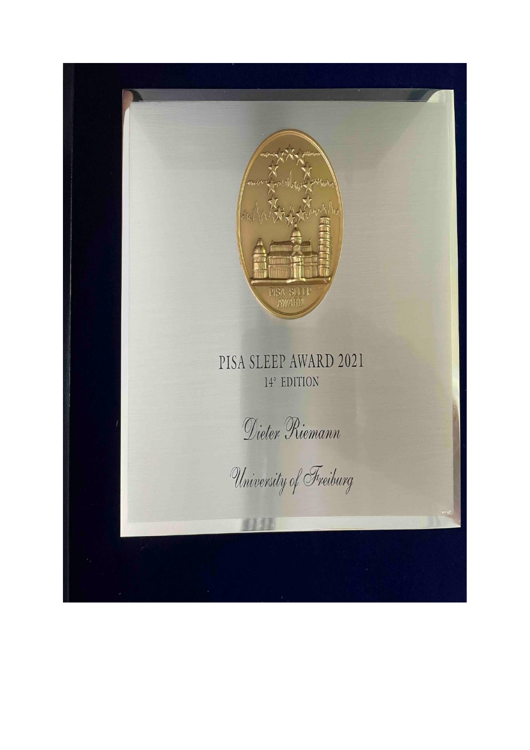PISA SLEEP AWARD

AWARD

PISA SLEEP AWARD 2021

14° EDITION

*Dieter Riemann*

*University of Freiburg*